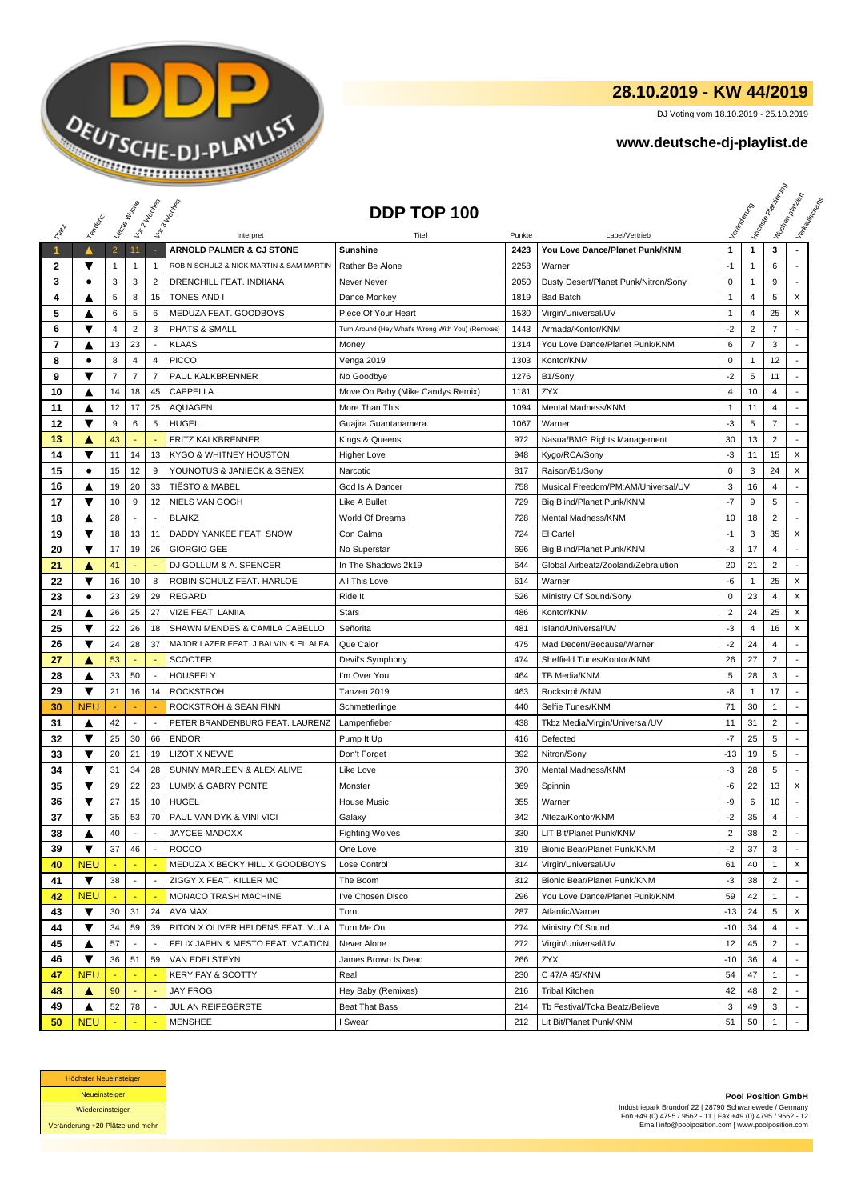## 28.10.2019 - KW 44/2019

DJ Voting vom 18.10.2019 - 25.10.2019

**www.deutsche-dj-playlist.de**

# DDP TOP 100

| Platz | Tendenz | Letzte Woche | Vor 2 Wochen | Vor 3 Wochen | Interpret | Titel | Punkte | Label/Vertrieb | Veränderung | Höchste Platzierung | Wochenplatziert | Verkaufscharts |
|---|---|---|---|---|---|---|---|---|---|---|---|---|
| 1 | ▲ | 2 | 11 | - | **ARNOLD PALMER & CJ STONE** | **Sunshine** | **2423** | **You Love Dance/Planet Punk/KNM** | **1** | **1** | **3** | **-** |
| 2 | ▼ | 1 | 1 | 1 | ROBIN SCHULZ & NICK MARTIN & SAM MARTIN | Rather Be Alone | 2258 | Warner | -1 | 1 | 6 | - |
| 3 | ● | 3 | 3 | 2 | DRENCHILL FEAT. INDIIANA | Never Never | 2050 | Dusty Desert/Planet Punk/Nitron/Sony | 0 | 1 | 9 | - |
| 4 | ▲ | 5 | 8 | 15 | TONES AND I | Dance Monkey | 1819 | Bad Batch | 1 | 4 | 5 | X |
| 5 | ▲ | 6 | 5 | 6 | MEDUZA FEAT. GOODBOYS | Piece Of Your Heart | 1530 | Virgin/Universal/UV | 1 | 4 | 25 | X |
| 6 | ▼ | 4 | 2 | 3 | PHATS & SMALL | Turn Around (Hey What's Wrong With You) (Remixes) | 1443 | Armada/Kontor/KNM | -2 | 2 | 7 | - |
| 7 | ▲ | 13 | 23 | - | KLAAS | Money | 1314 | You Love Dance/Planet Punk/KNM | 6 | 7 | 3 | - |
| 8 | ● | 8 | 4 | 4 | PICCO | Venga 2019 | 1303 | Kontor/KNM | 0 | 1 | 12 | - |
| 9 | ▼ | 7 | 7 | 7 | PAUL KALKBRENNER | No Goodbye | 1276 | B1/Sony | -2 | 5 | 11 | - |
| 10 | ▲ | 14 | 18 | 45 | CAPPELLA | Move On Baby (Mike Candys Remix) | 1181 | ZYX | 4 | 10 | 4 | - |
| 11 | ▲ | 12 | 17 | 25 | AQUAGEN | More Than This | 1094 | Mental Madness/KNM | 1 | 11 | 4 | - |
| 12 | ▼ | 9 | 6 | 5 | HUGEL | Guajira Guantanamera | 1067 | Warner | -3 | 5 | 7 | - |
| 13 | ▲ | 43 | - | - | FRITZ KALKBRENNER | Kings & Queens | 972 | Nasua/BMG Rights Management | 30 | 13 | 2 | - |
| 14 | ▼ | 11 | 14 | 13 | KYGO & WHITNEY HOUSTON | Higher Love | 948 | Kygo/RCA/Sony | -3 | 11 | 15 | X |
| 15 | ● | 15 | 12 | 9 | YOUNOTUS & JANIECK & SENEX | Narcotic | 817 | Raison/B1/Sony | 0 | 3 | 24 | X |
| 16 | ▲ | 19 | 20 | 33 | TIËSTO & MABEL | God Is A Dancer | 758 | Musical Freedom/PM:AM/Universal/UV | 3 | 16 | 4 | - |
| 17 | ▼ | 10 | 9 | 12 | NIELS VAN GOGH | Like A Bullet | 729 | Big Blind/Planet Punk/KNM | -7 | 9 | 5 | - |
| 18 | ▲ | 28 | - | - | BLAIKZ | World Of Dreams | 728 | Mental Madness/KNM | 10 | 18 | 2 | - |
| 19 | ▼ | 18 | 13 | 11 | DADDY YANKEE FEAT. SNOW | Con Calma | 724 | El Cartel | -1 | 3 | 35 | X |
| 20 | ▼ | 17 | 19 | 26 | GIORGIO GEE | No Superstar | 696 | Big Blind/Planet Punk/KNM | -3 | 17 | 4 | - |
| 21 | ▲ | 41 | - | - | DJ GOLLUM & A. SPENCER | In The Shadows 2k19 | 644 | Global Airbeatz/Zooland/Zebralution | 20 | 21 | 2 | - |
| 22 | ▼ | 16 | 10 | 8 | ROBIN SCHULZ FEAT. HARLOE | All This Love | 614 | Warner | -6 | 1 | 25 | X |
| 23 | ● | 23 | 29 | 29 | REGARD | Ride It | 526 | Ministry Of Sound/Sony | 0 | 23 | 4 | X |
| 24 | ▲ | 26 | 25 | 27 | VIZE FEAT. LANIIA | Stars | 486 | Kontor/KNM | 2 | 24 | 25 | X |
| 25 | ▼ | 22 | 26 | 18 | SHAWN MENDES & CAMILA CABELLO | Señorita | 481 | Island/Universal/UV | -3 | 4 | 16 | X |
| 26 | ▼ | 24 | 28 | 37 | MAJOR LAZER FEAT. J BALVIN & EL ALFA | Que Calor | 475 | Mad Decent/Because/Warner | -2 | 24 | 4 | - |
| 27 | ▲ | 53 | - | - | SCOOTER | Devil's Symphony | 474 | Sheffield Tunes/Kontor/KNM | 26 | 27 | 2 | - |
| 28 | ▲ | 33 | 50 | - | HOUSEFLY | I'm Over You | 464 | TB Media/KNM | 5 | 28 | 3 | - |
| 29 | ▼ | 21 | 16 | 14 | ROCKSTROH | Tanzen 2019 | 463 | Rockstroh/KNM | -8 | 1 | 17 | - |
| 30 | NEU | - | - | - | ROCKSTROH & SEAN FINN | Schmetterlinge | 440 | Selfie Tunes/KNM | 71 | 30 | 1 | - |
| 31 | ▲ | 42 | - | - | PETER BRANDENBURG FEAT. LAURENZ | Lampenfieber | 438 | Tkbz Media/Virgin/Universal/UV | 11 | 31 | 2 | - |
| 32 | ▼ | 25 | 30 | 66 | ENDOR | Pump It Up | 416 | Defected | -7 | 25 | 5 | - |
| 33 | ▼ | 20 | 21 | 19 | LIZOT X NEVVE | Don't Forget | 392 | Nitron/Sony | -13 | 19 | 5 | - |
| 34 | ▼ | 31 | 34 | 28 | SUNNY MARLEEN & ALEX ALIVE | Like Love | 370 | Mental Madness/KNM | -3 | 28 | 5 | - |
| 35 | ▼ | 29 | 22 | 23 | LUM!X & GABRY PONTE | Monster | 369 | Spinnin | -6 | 22 | 13 | X |
| 36 | ▼ | 27 | 15 | 10 | HUGEL | House Music | 355 | Warner | -9 | 6 | 10 | - |
| 37 | ▼ | 35 | 53 | 70 | PAUL VAN DYK & VINI VICI | Galaxy | 342 | Alteza/Kontor/KNM | -2 | 35 | 4 | - |
| 38 | ▲ | 40 | - | - | JAYCEE MADOXX | Fighting Wolves | 330 | LIT Bit/Planet Punk/KNM | 2 | 38 | 2 | - |
| 39 | ▼ | 37 | 46 | - | ROCCO | One Love | 319 | Bionic Bear/Planet Punk/KNM | -2 | 37 | 3 | - |
| 40 | NEU | - | - | - | MEDUZA X BECKY HILL X GOODBOYS | Lose Control | 314 | Virgin/Universal/UV | 61 | 40 | 1 | X |
| 41 | ▼ | 38 | - | - | ZIGGY X FEAT. KILLER MC | The Boom | 312 | Bionic Bear/Planet Punk/KNM | -3 | 38 | 2 | - |
| 42 | NEU | - | - | - | MONACO TRASH MACHINE | I've Chosen Disco | 296 | You Love Dance/Planet Punk/KNM | 59 | 42 | 1 | - |
| 43 | ▼ | 30 | 31 | 24 | AVA MAX | Torn | 287 | Atlantic/Warner | -13 | 24 | 5 | X |
| 44 | ▼ | 34 | 59 | 39 | RITON X OLIVER HELDENS FEAT. VULA | Turn Me On | 274 | Ministry Of Sound | -10 | 34 | 4 | - |
| 45 | ▲ | 57 | - | - | FELIX JAEHN & MESTO FEAT. VCATION | Never Alone | 272 | Virgin/Universal/UV | 12 | 45 | 2 | - |
| 46 | ▼ | 36 | 51 | 59 | VAN EDELSTEYN | James Brown Is Dead | 266 | ZYX | -10 | 36 | 4 | - |
| 47 | NEU | - | - | - | KERY FAY & SCOTTY | Real | 230 | C 47/A 45/KNM | 54 | 47 | 1 | - |
| 48 | ▲ | 90 | - | - | JAY FROG | Hey Baby (Remixes) | 216 | Tribal Kitchen | 42 | 48 | 2 | - |
| 49 | ▲ | 52 | 78 | - | JULIAN REIFEGERSTE | Beat That Bass | 214 | Tb Festival/Toka Beatz/Believe | 3 | 49 | 3 | - |
| 50 | NEU | - | - | - | MENSHEE | I Swear | 212 | Lit Bit/Planet Punk/KNM | 51 | 50 | 1 | - |

Höchster Neueinsteiger
Neueinsteiger
Wiedereinsteiger
Veränderung +20 Plätze und mehr

**Pool Position GmbH**
Industriepark Brundorf 22 | 28790 Schwanewede / Germany
Fon +49 (0) 4795 / 9562 - 11 | Fax +49 (0) 4795 / 9562 - 12
Email info@poolposition.com | www.poolposition.com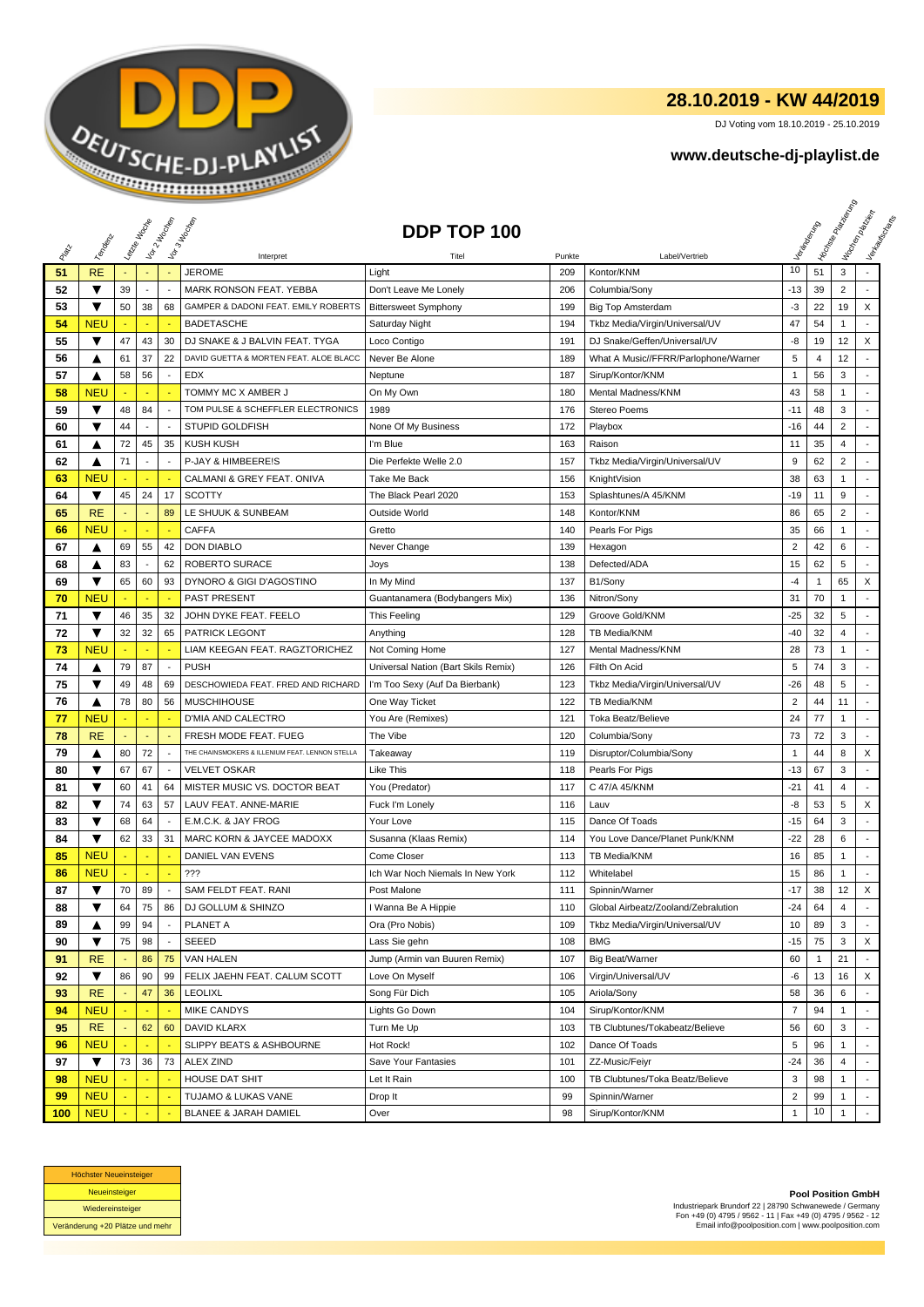## 28.10.2019 - KW 44/2019

DJ Voting vom 18.10.2019 - 25.10.2019

### www.deutsche-dj-playlist.de

# DDP TOP 100

| Platz | Tendenz | Letzte Woche | Vor 2 Wochen | Vor 3 Wochen | Interpret | Titel | Punkte | Label/Vertrieb | Veränderung | Höchste Platzierung | Wochen platziert | Verkaufscharts |
|---|---|---|---|---|---|---|---|---|---|---|---|---|
| 51 | RE | - | - | - | JEROME | Light | 209 | Kontor/KNM | 10 | 51 | 3 | - |
| 52 | ▼ | 39 | - | - | MARK RONSON FEAT. YEBBA | Don't Leave Me Lonely | 206 | Columbia/Sony | -13 | 39 | 2 | - |
| 53 | ▼ | 50 | 38 | 68 | GAMPER & DADONI FEAT. EMILY ROBERTS | Bittersweet Symphony | 199 | Big Top Amsterdam | -3 | 22 | 19 | X |
| 54 | NEU | - | - | - | BADETASCHE | Saturday Night | 194 | Tkbz Media/Virgin/Universal/UV | 47 | 54 | 1 | - |
| 55 | ▼ | 47 | 43 | 30 | DJ SNAKE & J BALVIN FEAT. TYGA | Loco Contigo | 191 | DJ Snake/Geffen/Universal/UV | -8 | 19 | 12 | X |
| 56 | ▲ | 61 | 37 | 22 | DAVID GUETTA & MORTEN FEAT. ALOE BLACC | Never Be Alone | 189 | What A Music//FFRR/Parlophone/Warner | 5 | 4 | 12 | - |
| 57 | ▲ | 58 | 56 | - | EDX | Neptune | 187 | Sirup/Kontor/KNM | 1 | 56 | 3 | - |
| 58 | NEU | - | - | - | TOMMY MC X AMBER J | On My Own | 180 | Mental Madness/KNM | 43 | 58 | 1 | - |
| 59 | ▼ | 48 | 84 | - | TOM PULSE & SCHEFFLER ELECTRONICS | 1989 | 176 | Stereo Poems | -11 | 48 | 3 | - |
| 60 | ▼ | 44 | - | - | STUPID GOLDFISH | None Of My Business | 172 | Playbox | -16 | 44 | 2 | - |
| 61 | ▲ | 72 | 45 | 35 | KUSH KUSH | I'm Blue | 163 | Raison | 11 | 35 | 4 | - |
| 62 | ▲ | 71 | - | - | P-JAY & HIMBEERE!S | Die Perfekte Welle 2.0 | 157 | Tkbz Media/Virgin/Universal/UV | 9 | 62 | 2 | - |
| 63 | NEU | - | - | - | CALMANI & GREY FEAT. ONIVA | Take Me Back | 156 | KnightVision | 38 | 63 | 1 | - |
| 64 | ▼ | 45 | 24 | 17 | SCOTTY | The Black Pearl 2020 | 153 | Splashtunes/A 45/KNM | -19 | 11 | 9 | - |
| 65 | RE | - | - | 89 | LE SHUUK & SUNBEAM | Outside World | 148 | Kontor/KNM | 86 | 65 | 2 | - |
| 66 | NEU | - | - | - | CAFFA | Gretto | 140 | Pearls For Pigs | 35 | 66 | 1 | - |
| 67 | ▲ | 69 | 55 | 42 | DON DIABLO | Never Change | 139 | Hexagon | 2 | 42 | 6 | - |
| 68 | ▲ | 83 | - | 62 | ROBERTO SURACE | Joys | 138 | Defected/ADA | 15 | 62 | 5 | - |
| 69 | ▼ | 65 | 60 | 93 | DYNORO & GIGI D'AGOSTINO | In My Mind | 137 | B1/Sony | -4 | 1 | 65 | X |
| 70 | NEU | - | - | - | PAST PRESENT | Guantanamera (Bodybangers Mix) | 136 | Nitron/Sony | 31 | 70 | 1 | - |
| 71 | ▼ | 46 | 35 | 32 | JOHN DYKE FEAT. FEELO | This Feeling | 129 | Groove Gold/KNM | -25 | 32 | 5 | - |
| 72 | ▼ | 32 | 32 | 65 | PATRICK LEGONT | Anything | 128 | TB Media/KNM | -40 | 32 | 4 | - |
| 73 | NEU | - | - | - | LIAM KEEGAN FEAT. RAGZTORICHEZ | Not Coming Home | 127 | Mental Madness/KNM | 28 | 73 | 1 | - |
| 74 | ▲ | 79 | 87 | - | PUSH | Universal Nation (Bart Skils Remix) | 126 | Filth On Acid | 5 | 74 | 3 | - |
| 75 | ▼ | 49 | 48 | 69 | DESCHOWIEDA FEAT. FRED AND RICHARD | I'm Too Sexy (Auf Da Bierbank) | 123 | Tkbz Media/Virgin/Universal/UV | -26 | 48 | 5 | - |
| 76 | ▲ | 78 | 80 | 56 | MUSCHIHOUSE | One Way Ticket | 122 | TB Media/KNM | 2 | 44 | 11 | - |
| 77 | NEU | - | - | - | D'MIA AND CALECTRO | You Are (Remixes) | 121 | Toka Beatz/Believe | 24 | 77 | 1 | - |
| 78 | RE | - | - | - | FRESH MODE FEAT. FUEG | The Vibe | 120 | Columbia/Sony | 73 | 72 | 3 | - |
| 79 | ▲ | 80 | 72 | - | THE CHAINSMOKERS & ILLENIUM FEAT. LENNON STELLA | Takeaway | 119 | Disruptor/Columbia/Sony | 1 | 44 | 8 | X |
| 80 | ▼ | 67 | 67 | - | VELVET OSKAR | Like This | 118 | Pearls For Pigs | -13 | 67 | 3 | - |
| 81 | ▼ | 60 | 41 | 64 | MISTER MUSIC VS. DOCTOR BEAT | You (Predator) | 117 | C 47/A 45/KNM | -21 | 41 | 4 | - |
| 82 | ▼ | 74 | 63 | 57 | LAUV FEAT. ANNE-MARIE | Fuck I'm Lonely | 116 | Lauv | -8 | 53 | 5 | X |
| 83 | ▼ | 68 | 64 | - | E.M.C.K. & JAY FROG | Your Love | 115 | Dance Of Toads | -15 | 64 | 3 | - |
| 84 | ▼ | 62 | 33 | 31 | MARC KORN & JAYCEE MADOXX | Susanna (Klaas Remix) | 114 | You Love Dance/Planet Punk/KNM | -22 | 28 | 6 | - |
| 85 | NEU | - | - | - | DANIEL VAN EVENS | Come Closer | 113 | TB Media/KNM | 16 | 85 | 1 | - |
| 86 | NEU | - | - | - | ??? | Ich War Noch Niemals In New York | 112 | Whitelabel | 15 | 86 | 1 | - |
| 87 | ▼ | 70 | 89 | - | SAM FELDT FEAT. RANI | Post Malone | 111 | Spinnin/Warner | -17 | 38 | 12 | X |
| 88 | ▼ | 64 | 75 | 86 | DJ GOLLUM & SHINZO | I Wanna Be A Hippie | 110 | Global Airbeatz/Zooland/Zebralution | -24 | 64 | 4 | - |
| 89 | ▲ | 99 | 94 | - | PLANET A | Ora (Pro Nobis) | 109 | Tkbz Media/Virgin/Universal/UV | 10 | 89 | 3 | - |
| 90 | ▼ | 75 | 98 | - | SEEED | Lass Sie gehn | 108 | BMG | -15 | 75 | 3 | X |
| 91 | RE | - | 86 | 75 | VAN HALEN | Jump (Armin van Buuren Remix) | 107 | Big Beat/Warner | 60 | 1 | 21 | - |
| 92 | ▼ | 86 | 90 | 99 | FELIX JAEHN FEAT. CALUM SCOTT | Love On Myself | 106 | Virgin/Universal/UV | -6 | 13 | 16 | X |
| 93 | RE | - | 47 | 36 | LEOLIXL | Song Für Dich | 105 | Ariola/Sony | 58 | 36 | 6 | - |
| 94 | NEU | - | - | - | MIKE CANDYS | Lights Go Down | 104 | Sirup/Kontor/KNM | 7 | 94 | 1 | - |
| 95 | RE | - | 62 | 60 | DAVID KLARX | Turn Me Up | 103 | TB Clubtunes/Tokabeatz/Believe | 56 | 60 | 3 | - |
| 96 | NEU | - | - | - | SLIPPY BEATS & ASHBOURNE | Hot Rock! | 102 | Dance Of Toads | 5 | 96 | 1 | - |
| 97 | ▼ | 73 | 36 | 73 | ALEX ZIND | Save Your Fantasies | 101 | ZZ-Music/Feiyr | -24 | 36 | 4 | - |
| 98 | NEU | - | - | - | HOUSE DAT SHIT | Let It Rain | 100 | TB Clubtunes/Toka Beatz/Believe | 3 | 98 | 1 | - |
| 99 | NEU | - | - | - | TUJAMO & LUKAS VANE | Drop It | 99 | Spinnin/Warner | 2 | 99 | 1 | - |
| 100 | NEU | - | - | - | BLANEE & JARAH DAMIEL | Over | 98 | Sirup/Kontor/KNM | 1 | 10 | 1 | - |

| |
|---|
| Höchster Neueinsteiger |
| Neueinsteiger |
| Wiedereinsteiger |
| Veränderung +20 Plätze und mehr |

**Pool Position GmbH**
Industriepark Brundorf 22 | 28790 Schwanewede / Germany
Fon +49 (0) 4795 / 9562 - 11 | Fax +49 (0) 4795 / 9562 - 12
Email info@poolposition.com | www.poolposition.com